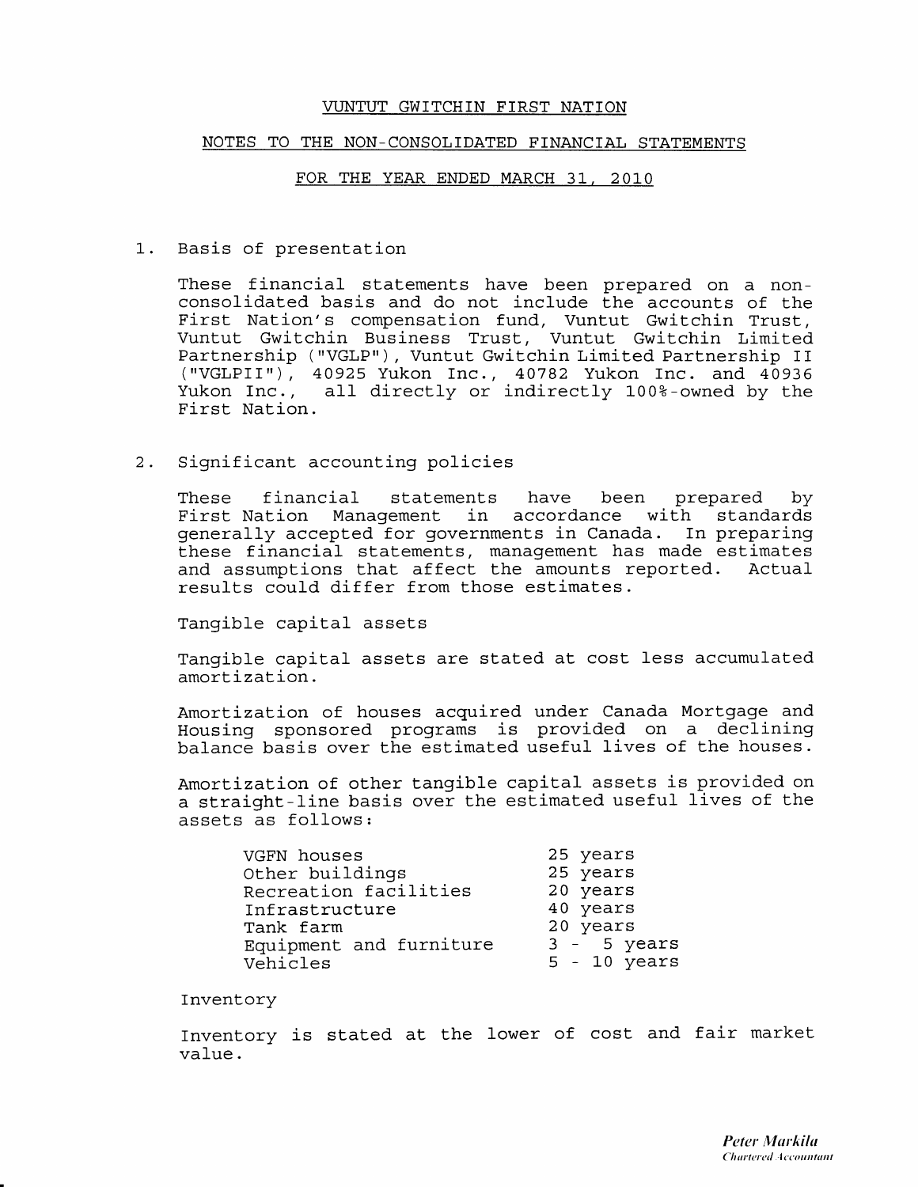# VUNTUT GWITCHIN FIRST NATION

## NOTES TO THE NON-CONSOLIDATED FINANCIAL STATEMENTS

## FOR THE YEAR ENDED MARCH 31, 2010

1. Basis of presentation

   These financial statements have been prepared on a non-consolidated basis and do not include the accounts of the First Nation's compensation fund, Vuntut Gwitchin Trust, Vuntut Gwitchin Business Trust, Vuntut Gwitchin Limited Partnership ("VGLP"), Vuntut Gwitchin Limited Partnership II ("VGLPII"), 40925 Yukon Inc., 40782 Yukon Inc. and 40936 Yukon Inc., all directly or indirectly 100%-owned by the First Nation.

2. Significant accounting policies

   These financial statements have been prepared by First Nation Management in accordance with standards generally accepted for governments in Canada. In preparing these financial statements, management has made estimates and assumptions that affect the amounts reported. Actual results could differ from those estimates.

   Tangible capital assets

   Tangible capital assets are stated at cost less accumulated amortization.

   Amortization of houses acquired under Canada Mortgage and Housing sponsored programs is provided on a declining balance basis over the estimated useful lives of the houses.

   Amortization of other tangible capital assets is provided on a straight-line basis over the estimated useful lives of the assets as follows:

   | | |
   |---|---|
   | VGFN houses | 25 years |
   | Other buildings | 25 years |
   | Recreation facilities | 20 years |
   | Infrastructure | 40 years |
   | Tank farm | 20 years |
   | Equipment and furniture | 3 - 5 years |
   | Vehicles | 5 - 10 years |

   Inventory

   Inventory is stated at the lower of cost and fair market value.

*Peter Markila*
*Chartered Accountant*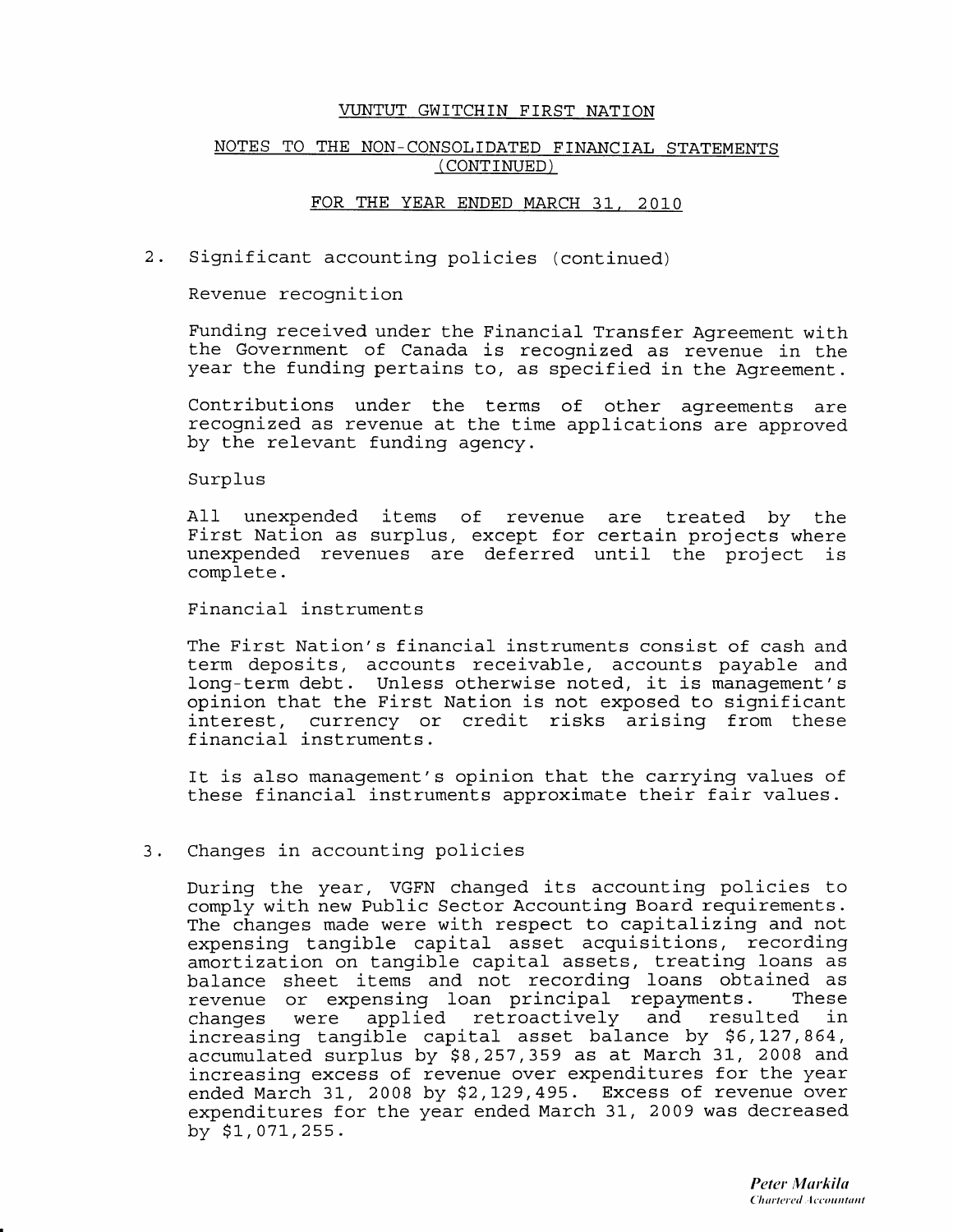VUNTUT GWITCHIN FIRST NATION

NOTES TO THE NON-CONSOLIDATED FINANCIAL STATEMENTS (CONTINUED)

FOR THE YEAR ENDED MARCH 31, 2010

2. Significant accounting policies (continued)

Revenue recognition

Funding received under the Financial Transfer Agreement with the Government of Canada is recognized as revenue in the year the funding pertains to, as specified in the Agreement.

Contributions under the terms of other agreements are recognized as revenue at the time applications are approved by the relevant funding agency.

Surplus

All unexpended items of revenue are treated by the First Nation as surplus, except for certain projects where unexpended revenues are deferred until the project is complete.

Financial instruments

The First Nation's financial instruments consist of cash and term deposits, accounts receivable, accounts payable and long-term debt. Unless otherwise noted, it is management's opinion that the First Nation is not exposed to significant interest, currency or credit risks arising from these financial instruments.

It is also management's opinion that the carrying values of these financial instruments approximate their fair values.

3. Changes in accounting policies

During the year, VGFN changed its accounting policies to comply with new Public Sector Accounting Board requirements. The changes made were with respect to capitalizing and not expensing tangible capital asset acquisitions, recording amortization on tangible capital assets, treating loans as balance sheet items and not recording loans obtained as revenue or expensing loan principal repayments. These changes were applied retroactively and resulted in increasing tangible capital asset balance by $6,127,864, accumulated surplus by $8,257,359 as at March 31, 2008 and increasing excess of revenue over expenditures for the year ended March 31, 2008 by $2,129,495. Excess of revenue over expenditures for the year ended March 31, 2009 was decreased by $1,071,255.

*Peter Markila*
*Chartered Accountant*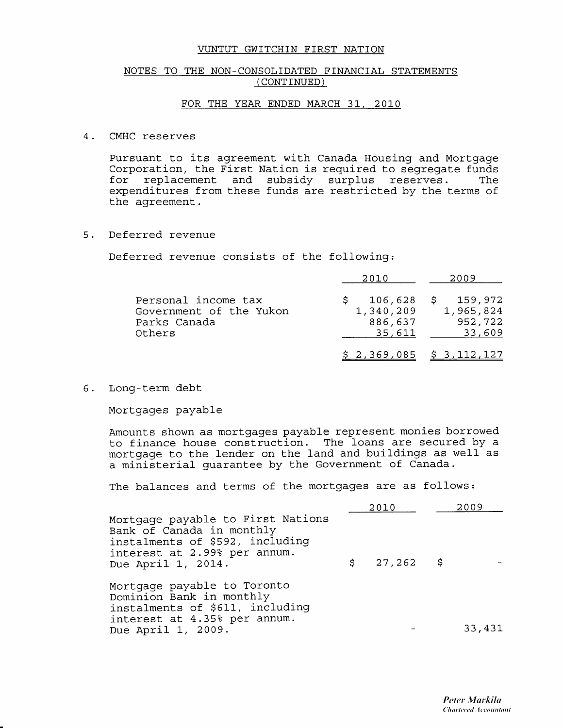VUNTUT GWITCHIN FIRST NATION

NOTES TO THE NON-CONSOLIDATED FINANCIAL STATEMENTS (CONTINUED)

FOR THE YEAR ENDED MARCH 31, 2010

4. CMHC reserves

Pursuant to its agreement with Canada Housing and Mortgage Corporation, the First Nation is required to segregate funds for replacement and subsidy surplus reserves. The expenditures from these funds are restricted by the terms of the agreement.

5. Deferred revenue

Deferred revenue consists of the following:

| | 2010 | 2009 |
|---|---|---|
| Personal income tax | $ 106,628 | $ 159,972 |
| Government of the Yukon | 1,340,209 | 1,965,824 |
| Parks Canada | 886,637 | 952,722 |
| Others | 35,611 | 33,609 |
| | $ 2,369,085 | $ 3,112,127 |

6. Long-term debt

Mortgages payable

Amounts shown as mortgages payable represent monies borrowed to finance house construction. The loans are secured by a mortgage to the lender on the land and buildings as well as a ministerial guarantee by the Government of Canada.

The balances and terms of the mortgages are as follows:

| | 2010 | 2009 |
|---|---|---|
| Mortgage payable to First Nations Bank of Canada in monthly instalments of $592, including interest at 2.99% per annum. Due April 1, 2014. | $ 27,262 | $ - |
| Mortgage payable to Toronto Dominion Bank in monthly instalments of $611, including interest at 4.35% per annum. Due April 1, 2009. | - | 33,431 |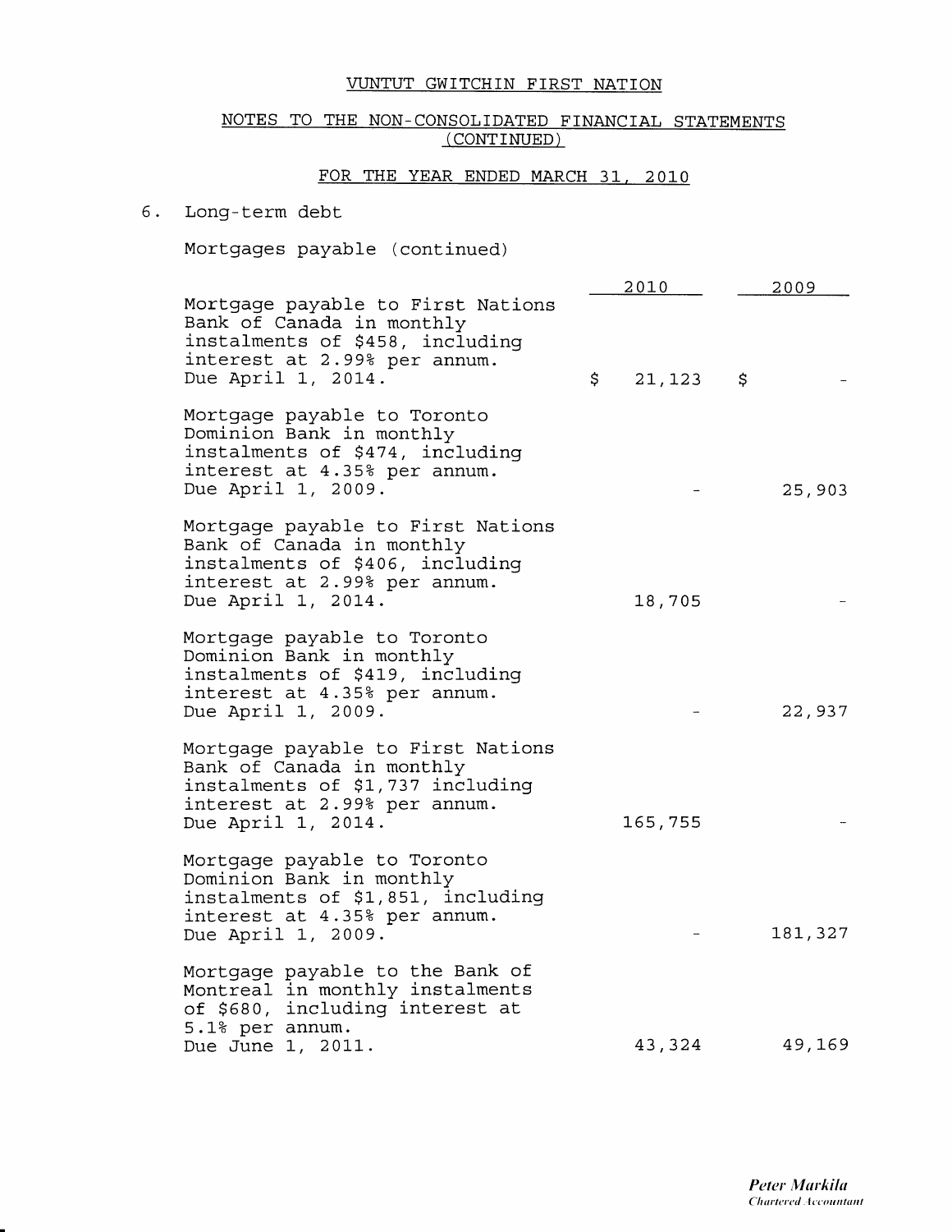VUNTUT GWITCHIN FIRST NATION

NOTES TO THE NON-CONSOLIDATED FINANCIAL STATEMENTS (CONTINUED)

FOR THE YEAR ENDED MARCH 31, 2010

6. Long-term debt

Mortgages payable (continued)

| | 2010 | 2009 |
|---|---|---|
| Mortgage payable to First Nations Bank of Canada in monthly instalments of $458, including interest at 2.99% per annum. Due April 1, 2014. | $ 21,123 | $ - |
| Mortgage payable to Toronto Dominion Bank in monthly instalments of $474, including interest at 4.35% per annum. Due April 1, 2009. | - | 25,903 |
| Mortgage payable to First Nations Bank of Canada in monthly instalments of $406, including interest at 2.99% per annum. Due April 1, 2014. | 18,705 | - |
| Mortgage payable to Toronto Dominion Bank in monthly instalments of $419, including interest at 4.35% per annum. Due April 1, 2009. | - | 22,937 |
| Mortgage payable to First Nations Bank of Canada in monthly instalments of $1,737 including interest at 2.99% per annum. Due April 1, 2014. | 165,755 | - |
| Mortgage payable to Toronto Dominion Bank in monthly instalments of $1,851, including interest at 4.35% per annum. Due April 1, 2009. | - | 181,327 |
| Mortgage payable to the Bank of Montreal in monthly instalments of $680, including interest at 5.1% per annum. Due June 1, 2011. | 43,324 | 49,169 |

*Peter Markila*
*Chartered Accountant*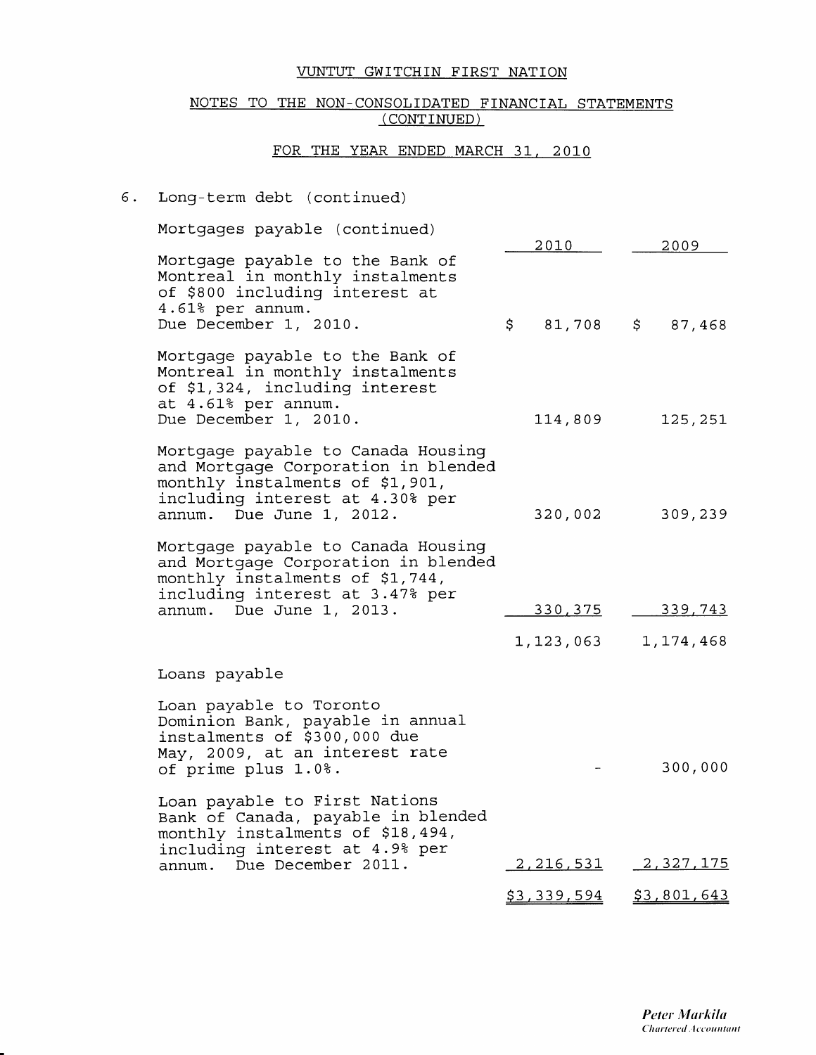VUNTUT GWITCHIN FIRST NATION

NOTES TO THE NON-CONSOLIDATED FINANCIAL STATEMENTS (CONTINUED)

FOR THE YEAR ENDED MARCH 31, 2010

6. Long-term debt (continued)

| Mortgages payable (continued) | 2010 | 2009 |
|---|---|---|
| Mortgage payable to the Bank of Montreal in monthly instalments of $800 including interest at 4.61% per annum. Due December 1, 2010. | $ 81,708 | $ 87,468 |
| Mortgage payable to the Bank of Montreal in monthly instalments of $1,324, including interest at 4.61% per annum. Due December 1, 2010. | 114,809 | 125,251 |
| Mortgage payable to Canada Housing and Mortgage Corporation in blended monthly instalments of $1,901, including interest at 4.30% per annum. Due June 1, 2012. | 320,002 | 309,239 |
| Mortgage payable to Canada Housing and Mortgage Corporation in blended monthly instalments of $1,744, including interest at 3.47% per annum. Due June 1, 2013. | 330,375 | 339,743 |
| | 1,123,063 | 1,174,468 |
| **Loans payable** | | |
| Loan payable to Toronto Dominion Bank, payable in annual instalments of $300,000 due May, 2009, at an interest rate of prime plus 1.0%. | - | 300,000 |
| Loan payable to First Nations Bank of Canada, payable in blended monthly instalments of $18,494, including interest at 4.9% per annum. Due December 2011. | 2,216,531 | 2,327,175 |
| | $3,339,594 | $3,801,643 |

*Peter Markila*
*Chartered Accountant*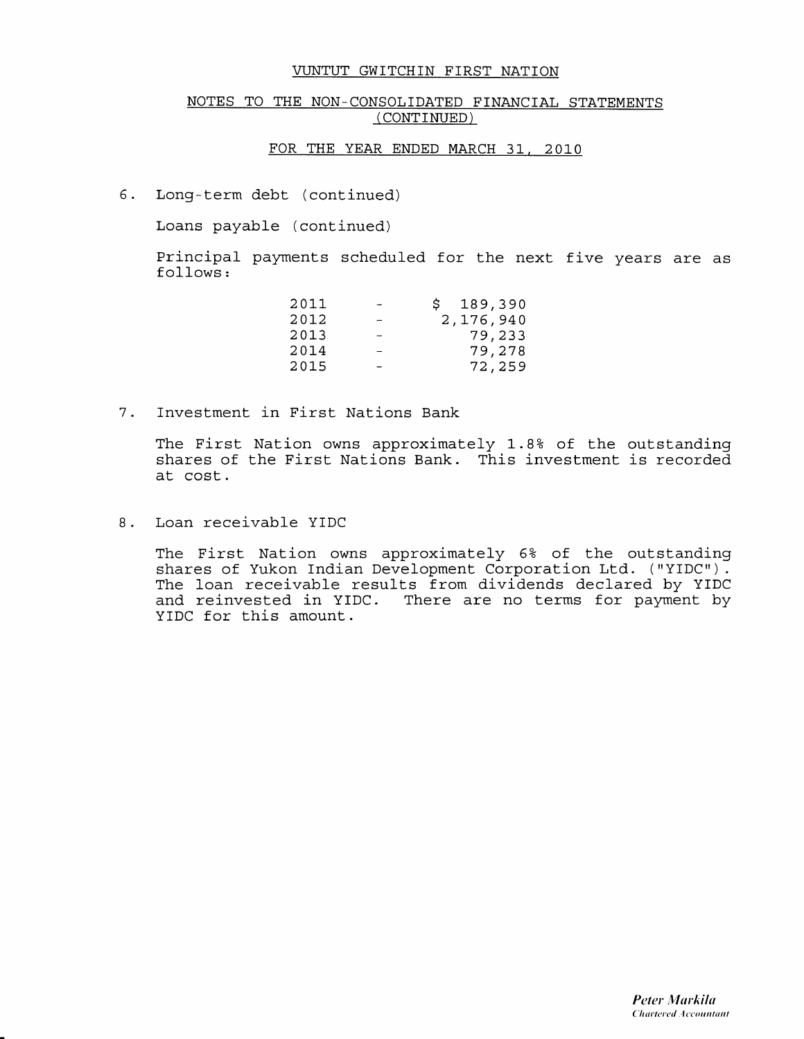VUNTUT GWITCHIN FIRST NATION

NOTES TO THE NON-CONSOLIDATED FINANCIAL STATEMENTS (CONTINUED)

FOR THE YEAR ENDED MARCH 31, 2010

6. Long-term debt (continued)

Loans payable (continued)

Principal payments scheduled for the next five years are as follows:

| Year | | Amount |
|---|---|---|
| 2011 | - | $ 189,390 |
| 2012 | - | 2,176,940 |
| 2013 | - | 79,233 |
| 2014 | - | 79,278 |
| 2015 | - | 72,259 |

7. Investment in First Nations Bank

The First Nation owns approximately 1.8% of the outstanding shares of the First Nations Bank. This investment is recorded at cost.

8. Loan receivable YIDC

The First Nation owns approximately 6% of the outstanding shares of Yukon Indian Development Corporation Ltd. ("YIDC"). The loan receivable results from dividends declared by YIDC and reinvested in YIDC. There are no terms for payment by YIDC for this amount.

*Peter Markila*
*Chartered Accountant*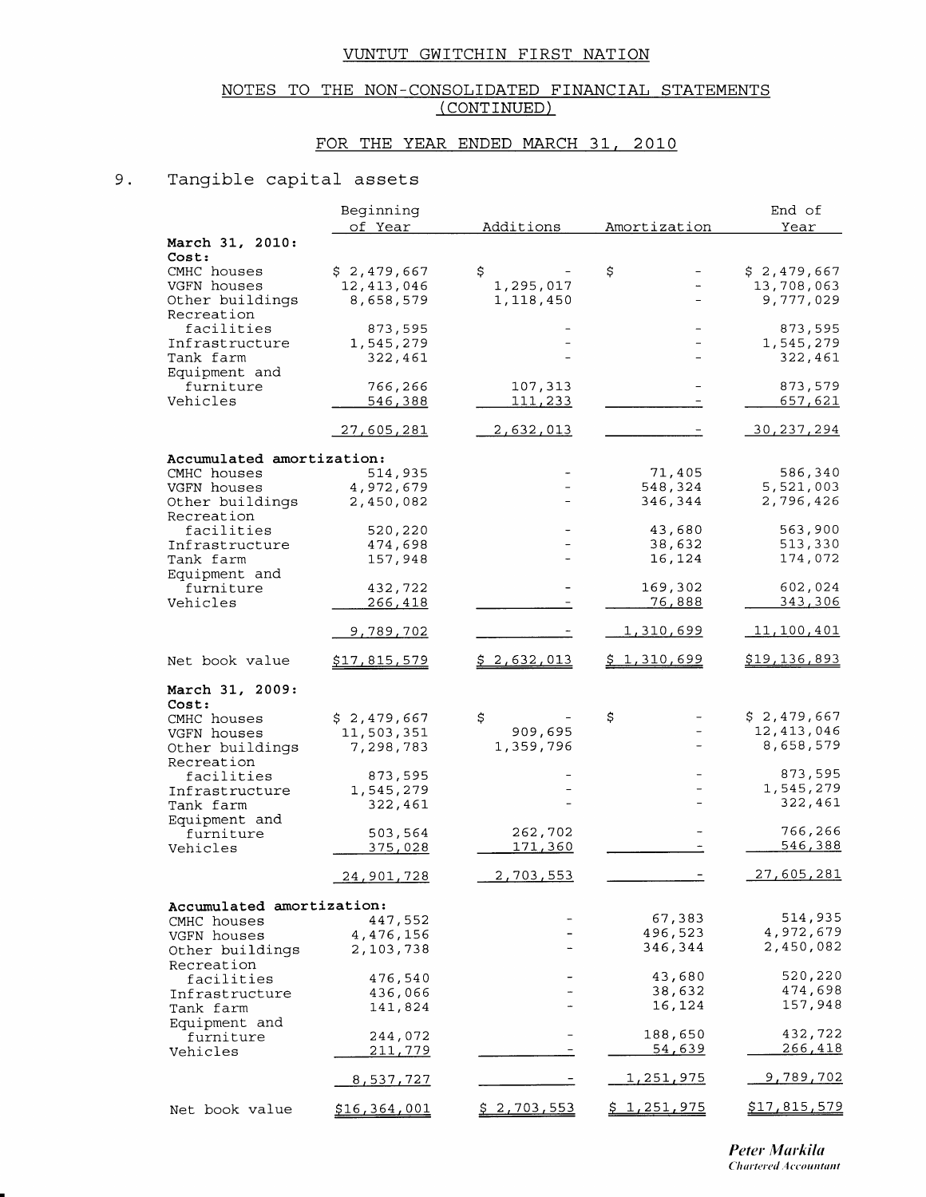VUNTUT GWITCHIN FIRST NATION

NOTES TO THE NON-CONSOLIDATED FINANCIAL STATEMENTS (CONTINUED)

FOR THE YEAR ENDED MARCH 31, 2010

## 9. Tangible capital assets

| | Beginning of Year | Additions | Amortization | End of Year |
|---|---|---|---|---|
| **March 31, 2010:** | | | | |
| **Cost:** | | | | |
| CMHC houses | $ 2,479,667 | $ - | $ - | $ 2,479,667 |
| VGFN houses | 12,413,046 | 1,295,017 | - | 13,708,063 |
| Other buildings | 8,658,579 | 1,118,450 | - | 9,777,029 |
| Recreation facilities | 873,595 | - | - | 873,595 |
| Infrastructure | 1,545,279 | - | - | 1,545,279 |
| Tank farm | 322,461 | - | - | 322,461 |
| Equipment and furniture | 766,266 | 107,313 | - | 873,579 |
| Vehicles | 546,388 | 111,233 | - | 657,621 |
| | 27,605,281 | 2,632,013 | - | 30,237,294 |
| **Accumulated amortization:** | | | | |
| CMHC houses | 514,935 | - | 71,405 | 586,340 |
| VGFN houses | 4,972,679 | - | 548,324 | 5,521,003 |
| Other buildings | 2,450,082 | - | 346,344 | 2,796,426 |
| Recreation facilities | 520,220 | - | 43,680 | 563,900 |
| Infrastructure | 474,698 | - | 38,632 | 513,330 |
| Tank farm | 157,948 | - | 16,124 | 174,072 |
| Equipment and furniture | 432,722 | - | 169,302 | 602,024 |
| Vehicles | 266,418 | - | 76,888 | 343,306 |
| | 9,789,702 | - | 1,310,699 | 11,100,401 |
| Net book value | $17,815,579 | $ 2,632,013 | $ 1,310,699 | $19,136,893 |
| **March 31, 2009:** | | | | |
| **Cost:** | | | | |
| CMHC houses | $ 2,479,667 | $ - | $ - | $ 2,479,667 |
| VGFN houses | 11,503,351 | 909,695 | - | 12,413,046 |
| Other buildings | 7,298,783 | 1,359,796 | - | 8,658,579 |
| Recreation facilities | 873,595 | - | - | 873,595 |
| Infrastructure | 1,545,279 | - | - | 1,545,279 |
| Tank farm | 322,461 | - | - | 322,461 |
| Equipment and furniture | 503,564 | 262,702 | - | 766,266 |
| Vehicles | 375,028 | 171,360 | - | 546,388 |
| | 24,901,728 | 2,703,553 | - | 27,605,281 |
| **Accumulated amortization:** | | | | |
| CMHC houses | 447,552 | - | 67,383 | 514,935 |
| VGFN houses | 4,476,156 | - | 496,523 | 4,972,679 |
| Other buildings | 2,103,738 | - | 346,344 | 2,450,082 |
| Recreation facilities | 476,540 | - | 43,680 | 520,220 |
| Infrastructure | 436,066 | - | 38,632 | 474,698 |
| Tank farm | 141,824 | - | 16,124 | 157,948 |
| Equipment and furniture | 244,072 | - | 188,650 | 432,722 |
| Vehicles | 211,779 | - | 54,639 | 266,418 |
| | 8,537,727 | - | 1,251,975 | 9,789,702 |
| Net book value | $16,364,001 | $ 2,703,553 | $ 1,251,975 | $17,815,579 |

*Peter Markila*
*Chartered Accountant*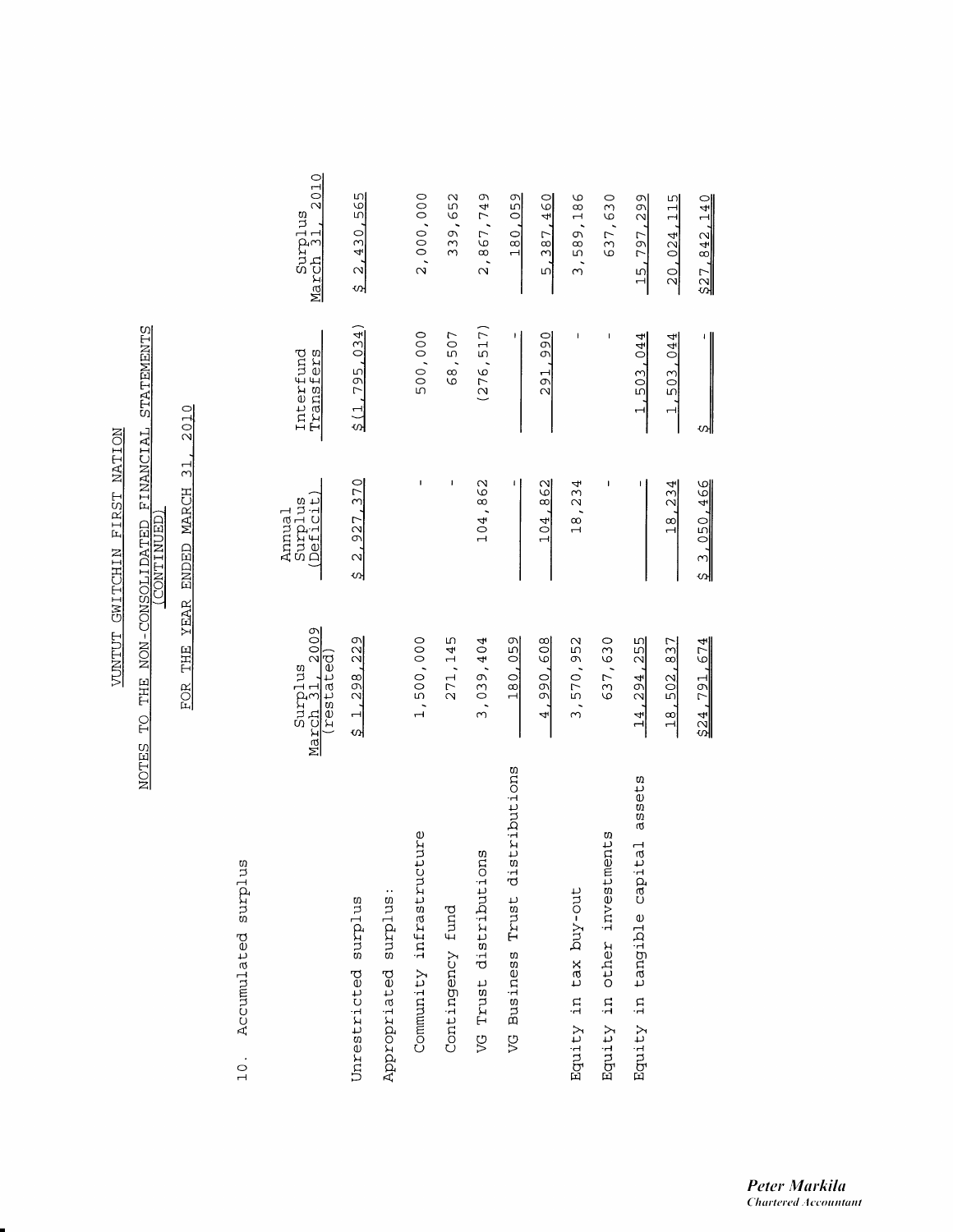# VUNTUT GWITCHIN FIRST NATION

## NOTES TO THE NON-CONSOLIDATED FINANCIAL STATEMENTS (CONTINUED)

## FOR THE YEAR ENDED MARCH 31, 2010

10. Accumulated surplus

| | Surplus March 31, 2009 (restated) | Annual Surplus (Deficit) | Interfund Transfers | Surplus March 31, 2010 |
|---|---|---|---|---|
| Unrestricted surplus | $ 1,298,229 | $ 2,927,370 | $(1,795,034) | $ 2,430,565 |
| Appropriated surplus: | | | | |
| Community infrastructure | 1,500,000 | - | 500,000 | 2,000,000 |
| Contingency fund | 271,145 | - | 68,507 | 339,652 |
| VG Trust distributions | 3,039,404 | 104,862 | (276,517) | 2,867,749 |
| VG Business Trust distributions | 180,059 | - | - | 180,059 |
| | 4,990,608 | 104,862 | 291,990 | 5,387,460 |
| Equity in tax buy-out | 3,570,952 | 18,234 | - | 3,589,186 |
| Equity in other investments | 637,630 | - | - | 637,630 |
| Equity in tangible capital assets | 14,294,255 | - | 1,503,044 | 15,797,299 |
| | 18,502,837 | 18,234 | 1,503,044 | 20,024,115 |
| | $24,791,674 | $ 3,050,466 | $ - | $27,842,140 |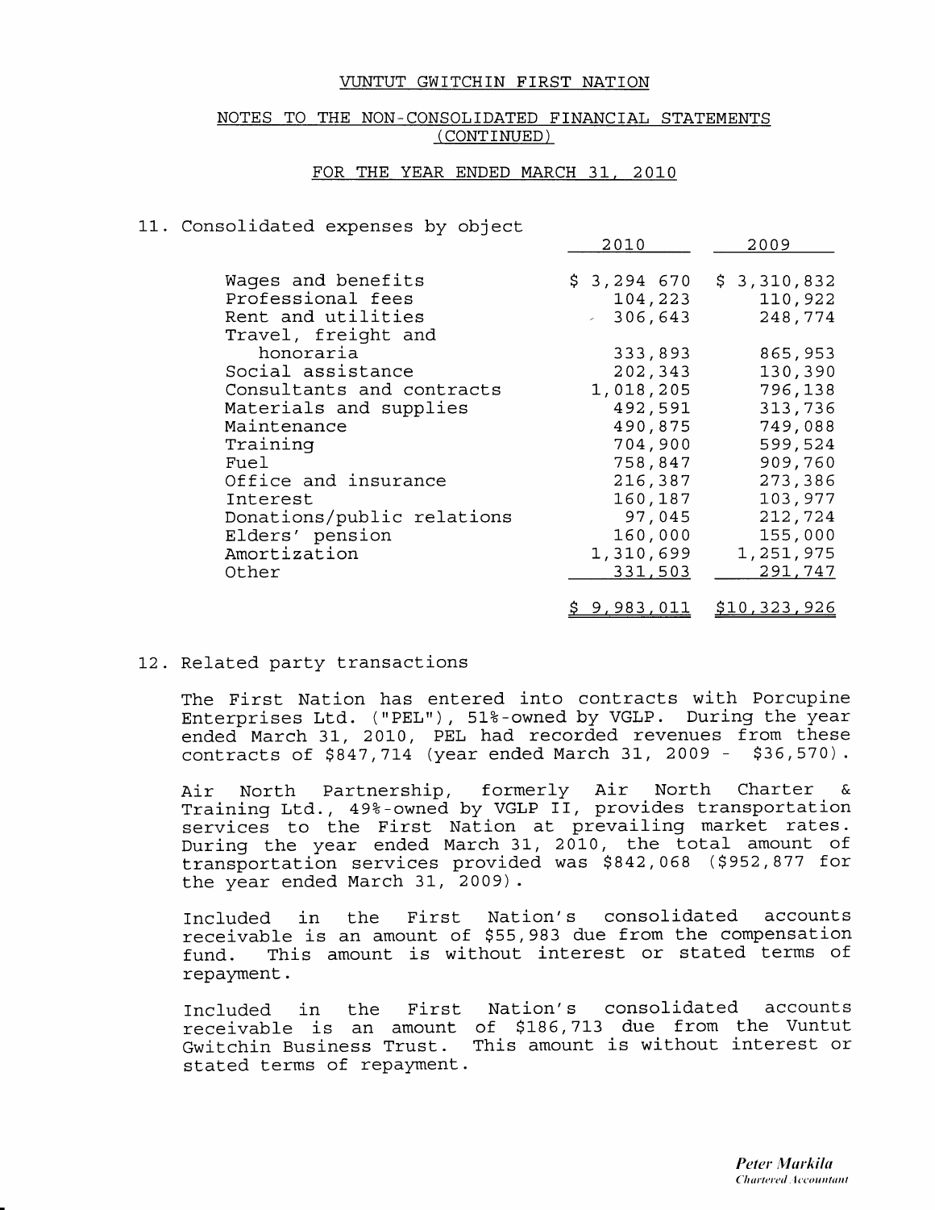VUNTUT GWITCHIN FIRST NATION

NOTES TO THE NON-CONSOLIDATED FINANCIAL STATEMENTS (CONTINUED)

FOR THE YEAR ENDED MARCH 31, 2010

## 11. Consolidated expenses by object

| | 2010 | 2009 |
|---|---|---|
| Wages and benefits | $ 3,294 670 | $ 3,310,832 |
| Professional fees | 104,223 | 110,922 |
| Rent and utilities | 306,643 | 248,774 |
| Travel, freight and honoraria | 333,893 | 865,953 |
| Social assistance | 202,343 | 130,390 |
| Consultants and contracts | 1,018,205 | 796,138 |
| Materials and supplies | 492,591 | 313,736 |
| Maintenance | 490,875 | 749,088 |
| Training | 704,900 | 599,524 |
| Fuel | 758,847 | 909,760 |
| Office and insurance | 216,387 | 273,386 |
| Interest | 160,187 | 103,977 |
| Donations/public relations | 97,045 | 212,724 |
| Elders' pension | 160,000 | 155,000 |
| Amortization | 1,310,699 | 1,251,975 |
| Other | 331,503 | 291,747 |
| | $ 9,983,011 | $10,323,926 |

## 12. Related party transactions

The First Nation has entered into contracts with Porcupine Enterprises Ltd. ("PEL"), 51%-owned by VGLP. During the year ended March 31, 2010, PEL had recorded revenues from these contracts of $847,714 (year ended March 31, 2009 - $36,570).

Air North Partnership, formerly Air North Charter & Training Ltd., 49%-owned by VGLP II, provides transportation services to the First Nation at prevailing market rates. During the year ended March 31, 2010, the total amount of transportation services provided was $842,068 ($952,877 for the year ended March 31, 2009).

Included in the First Nation's consolidated accounts receivable is an amount of $55,983 due from the compensation fund. This amount is without interest or stated terms of repayment.

Included in the First Nation's consolidated accounts receivable is an amount of $186,713 due from the Vuntut Gwitchin Business Trust. This amount is without interest or stated terms of repayment.

*Peter Markila*
*Chartered Accountant*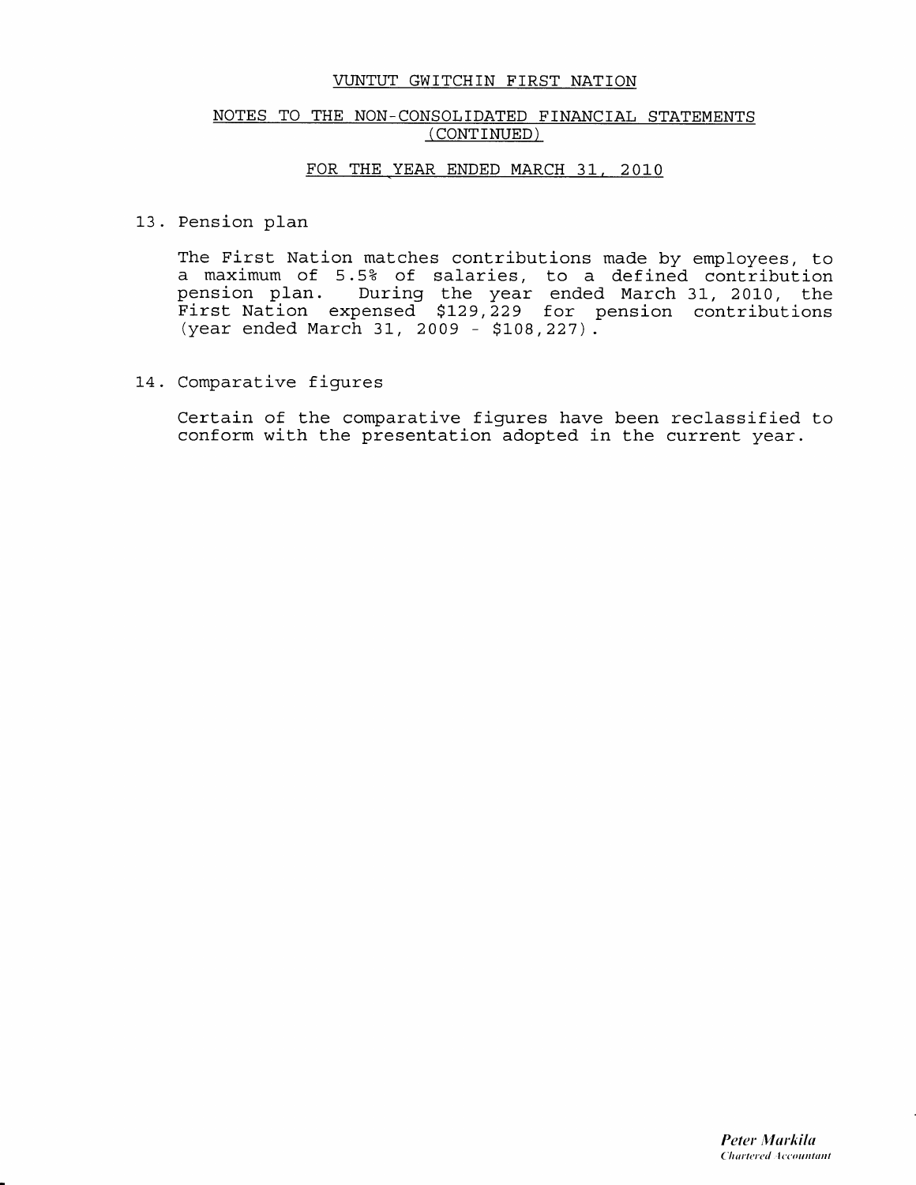VUNTUT GWITCHIN FIRST NATION

NOTES TO THE NON-CONSOLIDATED FINANCIAL STATEMENTS (CONTINUED)

FOR THE YEAR ENDED MARCH 31, 2010

13. Pension plan

    The First Nation matches contributions made by employees, to a maximum of 5.5% of salaries, to a defined contribution pension plan. During the year ended March 31, 2010, the First Nation expensed $129,229 for pension contributions (year ended March 31, 2009 - $108,227).

14. Comparative figures

    Certain of the comparative figures have been reclassified to conform with the presentation adopted in the current year.

*Peter Markila*
*Chartered Accountant*